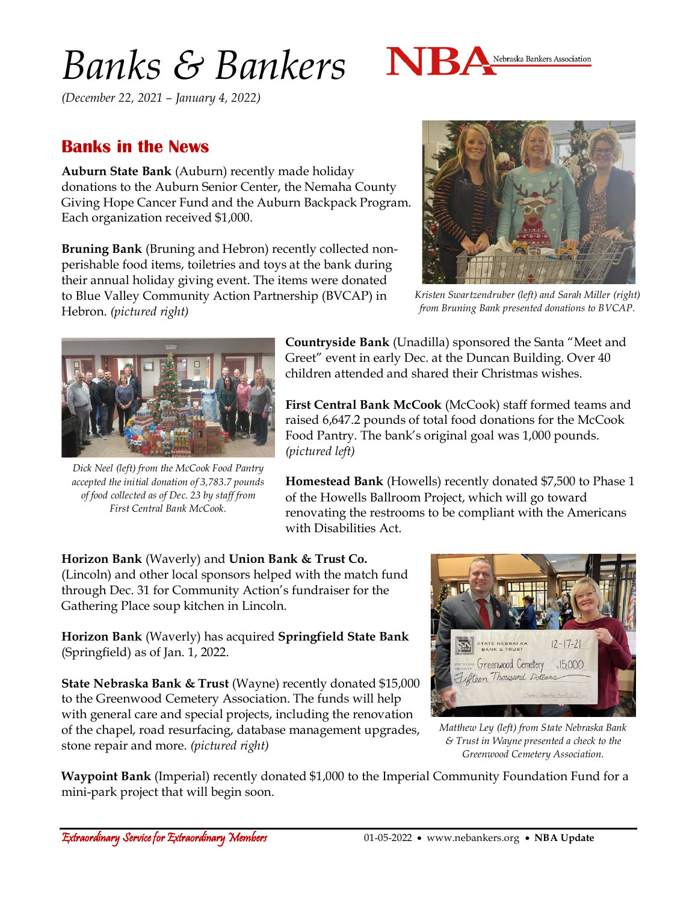# *Banks & Bankers*

*(December 22, 2021 – January 4, 2022)*

## Banks in the News

**Auburn State Bank** (Auburn) recently made holiday donations to the Auburn Senior Center, the Nemaha County Giving Hope Cancer Fund and the Auburn Backpack Program. Each organization received $1,000.

**Bruning Bank** (Bruning and Hebron) recently collected non-perishable food items, toiletries and toys at the bank during their annual holiday giving event. The items were donated to Blue Valley Community Action Partnership (BVCAP) in Hebron. *(pictured right)*

*Kristen Swartzendruber (left) and Sarah Miller (right) from Bruning Bank presented donations to BVCAP.*

**Countryside Bank** (Unadilla) sponsored the Santa "Meet and Greet" event in early Dec. at the Duncan Building. Over 40 children attended and shared their Christmas wishes.

**First Central Bank McCook** (McCook) staff formed teams and raised 6,647.2 pounds of total food donations for the McCook Food Pantry. The bank's original goal was 1,000 pounds. *(pictured left)*

*Dick Neel (left) from the McCook Food Pantry accepted the initial donation of 3,783.7 pounds of food collected as of Dec. 23 by staff from First Central Bank McCook.*

**Homestead Bank** (Howells) recently donated $7,500 to Phase 1 of the Howells Ballroom Project, which will go toward renovating the restrooms to be compliant with the Americans with Disabilities Act.

**Horizon Bank** (Waverly) and **Union Bank & Trust Co.** (Lincoln) and other local sponsors helped with the match fund through Dec. 31 for Community Action's fundraiser for the Gathering Place soup kitchen in Lincoln.

**Horizon Bank** (Waverly) has acquired **Springfield State Bank** (Springfield) as of Jan. 1, 2022.

**State Nebraska Bank & Trust** (Wayne) recently donated $15,000 to the Greenwood Cemetery Association. The funds will help with general care and special projects, including the renovation of the chapel, road resurfacing, database management upgrades, stone repair and more. *(pictured right)*

*Matthew Ley (left) from State Nebraska Bank & Trust in Wayne presented a check to the Greenwood Cemetery Association.*

**Waypoint Bank** (Imperial) recently donated $1,000 to the Imperial Community Foundation Fund for a mini-park project that will begin soon.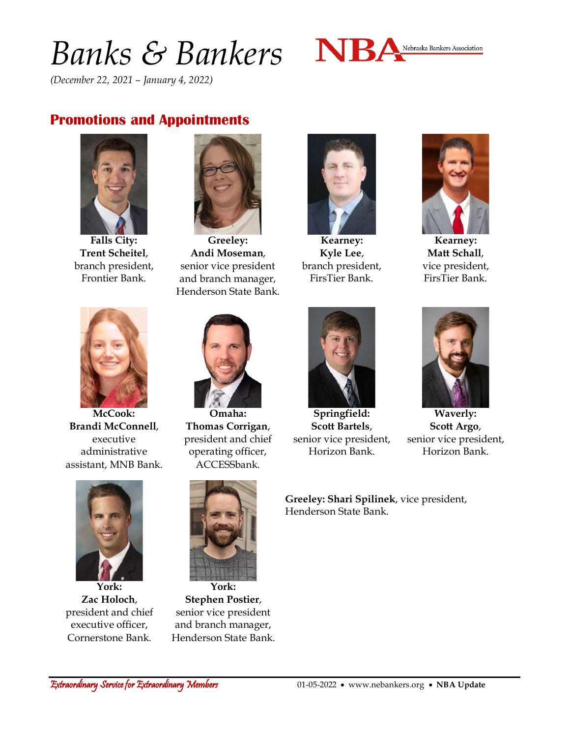# *Banks & Bankers*

*(December 22, 2021 – January 4, 2022)*

## Promotions and Appointments

**Falls City: Trent Scheitel**, branch president, Frontier Bank.

**Greeley: Andi Moseman**, senior vice president and branch manager, Henderson State Bank.

**Kearney: Kyle Lee**, branch president, FirsTier Bank.

**Kearney: Matt Schall**, vice president, FirsTier Bank.

**McCook: Brandi McConnell**, executive administrative assistant, MNB Bank.

**Omaha: Thomas Corrigan**, president and chief operating officer, ACCESSbank.

**Springfield: Scott Bartels**, senior vice president, Horizon Bank.

**Waverly: Scott Argo**, senior vice president, Horizon Bank.

**York: Zac Holoch**, president and chief executive officer, Cornerstone Bank.

**York: Stephen Postier**, senior vice president and branch manager, Henderson State Bank.

**Greeley: Shari Spilinek**, vice president, Henderson State Bank.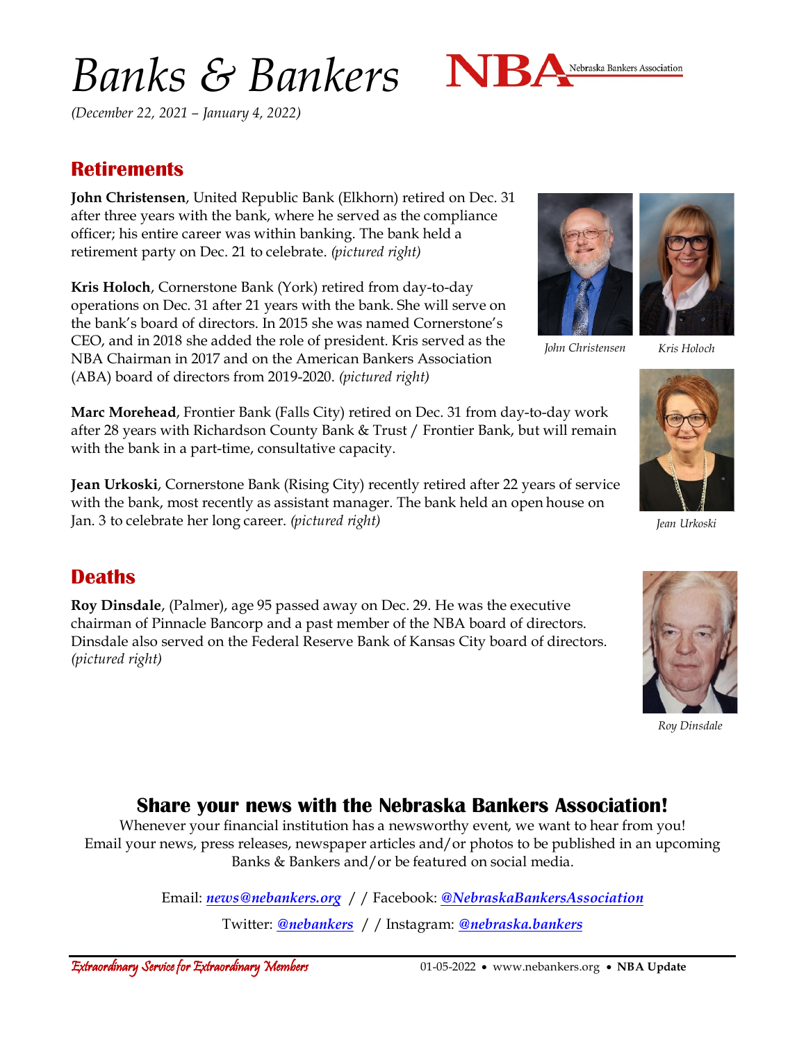# *Banks & Bankers*

*(December 22, 2021 – January 4, 2022)*

## Retirements

**John Christensen**, United Republic Bank (Elkhorn) retired on Dec. 31 after three years with the bank, where he served as the compliance officer; his entire career was within banking. The bank held a retirement party on Dec. 21 to celebrate. *(pictured right)*

**Kris Holoch**, Cornerstone Bank (York) retired from day-to-day operations on Dec. 31 after 21 years with the bank. She will serve on the bank's board of directors. In 2015 she was named Cornerstone's CEO, and in 2018 she added the role of president. Kris served as the NBA Chairman in 2017 and on the American Bankers Association (ABA) board of directors from 2019-2020. *(pictured right)*

*John Christensen*

*Kris Holoch*

**Marc Morehead**, Frontier Bank (Falls City) retired on Dec. 31 from day-to-day work after 28 years with Richardson County Bank & Trust / Frontier Bank, but will remain with the bank in a part-time, consultative capacity.

**Jean Urkoski**, Cornerstone Bank (Rising City) recently retired after 22 years of service with the bank, most recently as assistant manager. The bank held an open house on Jan. 3 to celebrate her long career. *(pictured right)*

*Jean Urkoski*

## Deaths

**Roy Dinsdale**, (Palmer), age 95 passed away on Dec. 29. He was the executive chairman of Pinnacle Bancorp and a past member of the NBA board of directors. Dinsdale also served on the Federal Reserve Bank of Kansas City board of directors. *(pictured right)*

*Roy Dinsdale*

### Share your news with the Nebraska Bankers Association!

Whenever your financial institution has a newsworthy event, we want to hear from you! Email your news, press releases, newspaper articles and/or photos to be published in an upcoming Banks & Bankers and/or be featured on social media.

Email: ***news@nebankers.org*** / / Facebook: ***@NebraskaBankersAssociation***

Twitter: ***@nebankers*** / / Instagram: ***@nebraska.bankers***